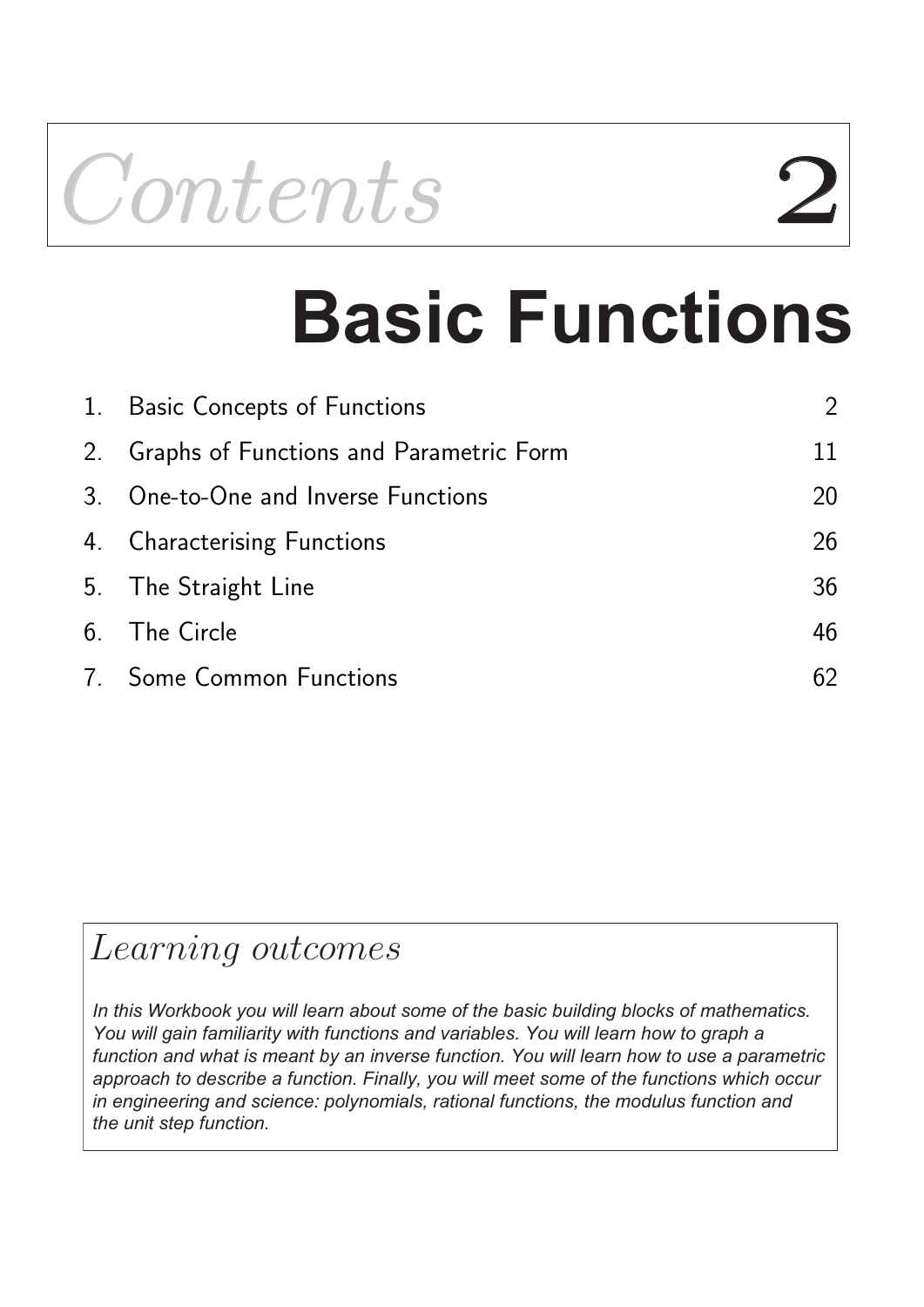# *Contents* 2

# Basic Functions

| | | |
|---|---|---|
| 1. | Basic Concepts of Functions | 2 |
| 2. | Graphs of Functions and Parametric Form | 11 |
| 3. | One-to-One and Inverse Functions | 20 |
| 4. | Characterising Functions | 26 |
| 5. | The Straight Line | 36 |
| 6. | The Circle | 46 |
| 7. | Some Common Functions | 62 |

## *Learning outcomes*

*In this Workbook you will learn about some of the basic building blocks of mathematics. You will gain familiarity with functions and variables. You will learn how to graph a function and what is meant by an inverse function. You will learn how to use a parametric approach to describe a function. Finally, you will meet some of the functions which occur in engineering and science: polynomials, rational functions, the modulus function and the unit step function.*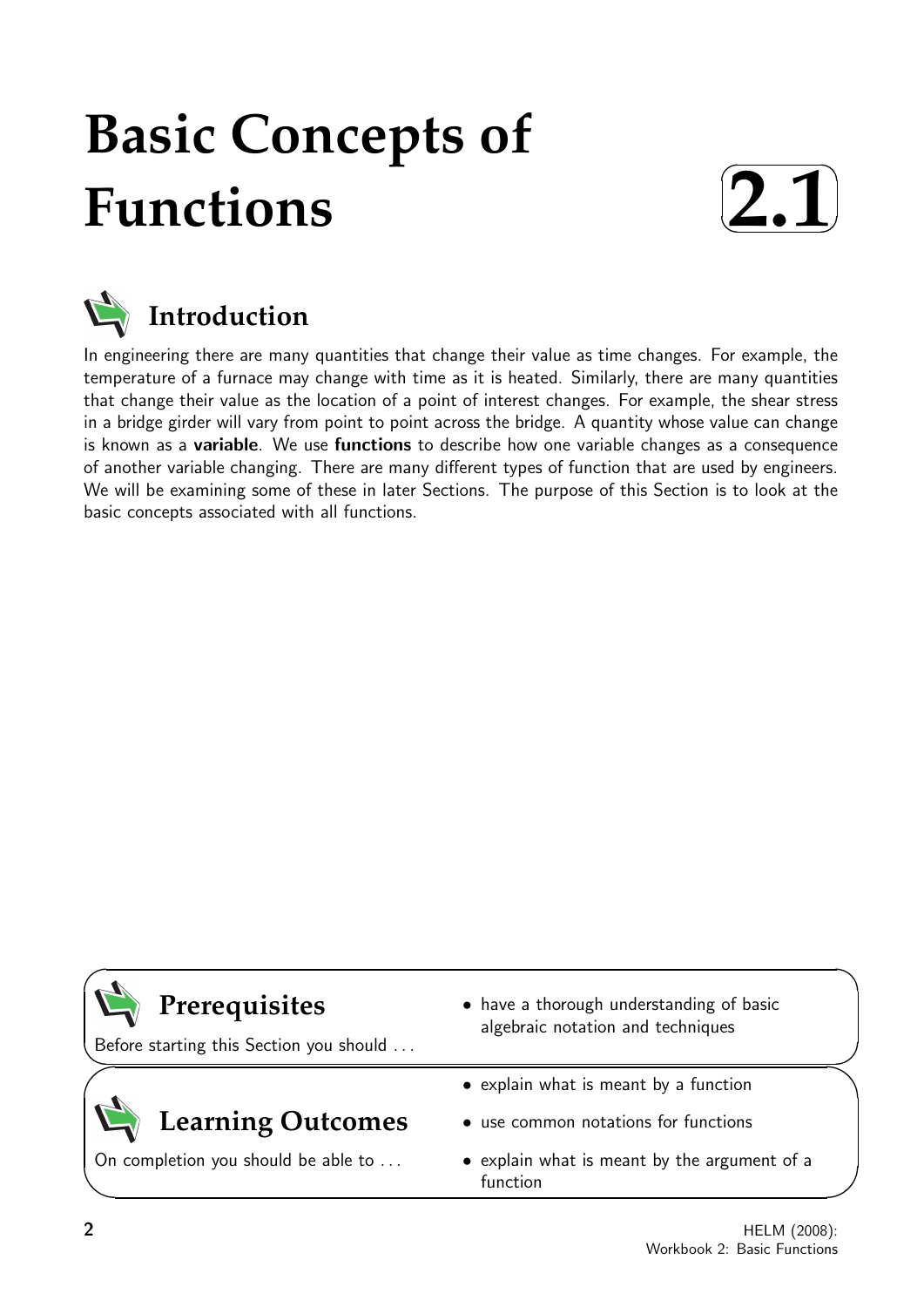# Basic Concepts of Functions

**2.1**

## Introduction

In engineering there are many quantities that change their value as time changes. For example, the temperature of a furnace may change with time as it is heated. Similarly, there are many quantities that change their value as the location of a point of interest changes. For example, the shear stress in a bridge girder will vary from point to point across the bridge. A quantity whose value can change is known as a **variable**. We use **functions** to describe how one variable changes as a consequence of another variable changing. There are many different types of function that are used by engineers. We will be examining some of these in later Sections. The purpose of this Section is to look at the basic concepts associated with all functions.

## Prerequisites

Before starting this Section you should ...

- have a thorough understanding of basic algebraic notation and techniques

## Learning Outcomes

On completion you should be able to ...

- explain what is meant by a function
- use common notations for functions
- explain what is meant by the argument of a function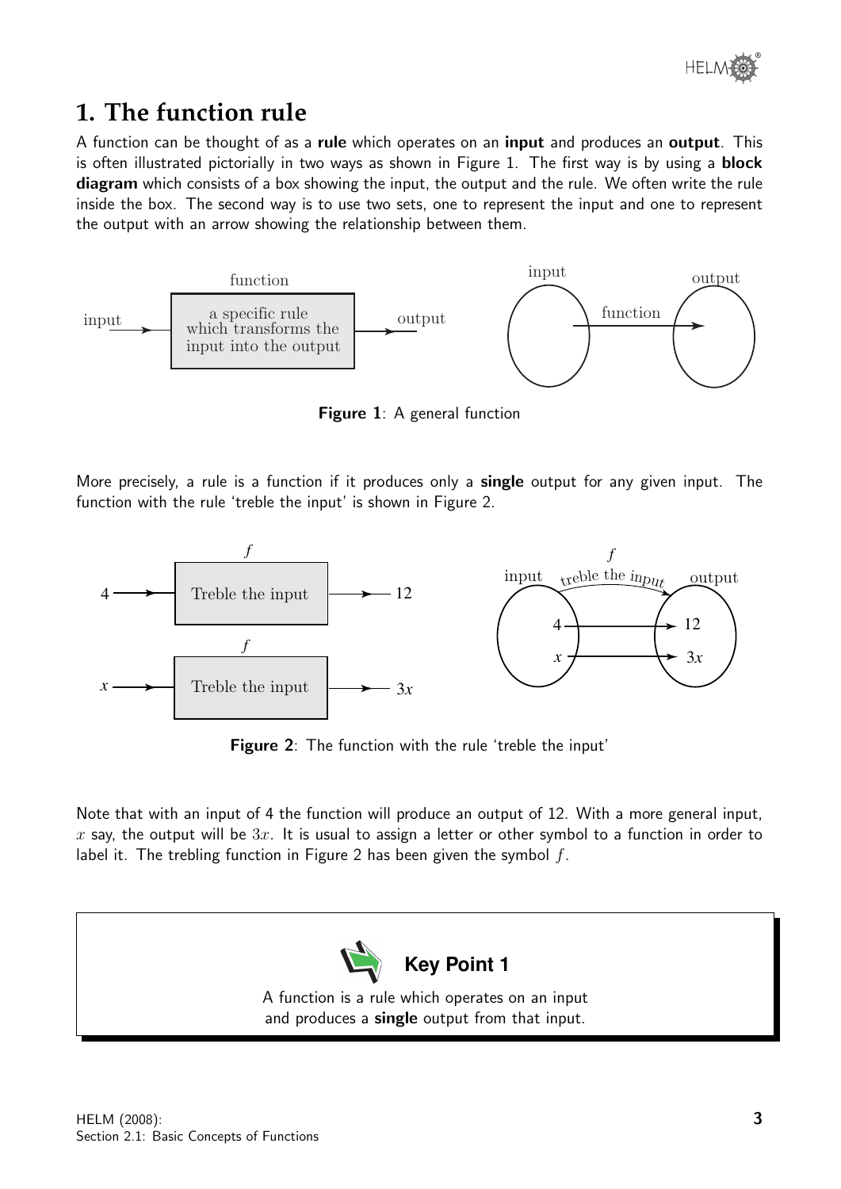## 1. The function rule

A function can be thought of as a **rule** which operates on an **input** and produces an **output**. This is often illustrated pictorially in two ways as shown in Figure 1. The first way is by using a **block diagram** which consists of a box showing the input, the output and the rule. We often write the rule inside the box. The second way is to use two sets, one to represent the input and one to represent the output with an arrow showing the relationship between them.

**Figure 1**: A general function

More precisely, a rule is a function if it produces only a **single** output for any given input. The function with the rule 'treble the input' is shown in Figure 2.

**Figure 2**: The function with the rule 'treble the input'

Note that with an input of 4 the function will produce an output of 12. With a more general input, $x$ say, the output will be $3x$. It is usual to assign a letter or other symbol to a function in order to label it. The trebling function in Figure 2 has been given the symbol $f$.

**Key Point 1**

A function is a rule which operates on an input and produces a **single** output from that input.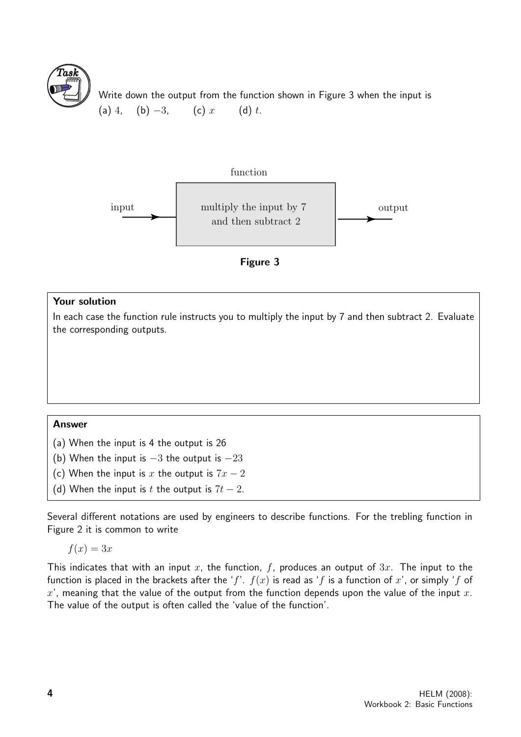**Task**

Write down the output from the function shown in Figure 3 when the input is
(a) $4$, (b) $-3$, (c) $x$ (d) $t$.

function

input → multiply the input by 7 and then subtract 2 → output

**Figure 3**

**Your solution**

In each case the function rule instructs you to multiply the input by 7 and then subtract 2. Evaluate the corresponding outputs.

**Answer**

(a) When the input is 4 the output is 26

(b) When the input is $-3$ the output is $-23$

(c) When the input is $x$ the output is $7x - 2$

(d) When the input is $t$ the output is $7t - 2$.

Several different notations are used by engineers to describe functions. For the trebling function in Figure 2 it is common to write

$$f(x) = 3x$$

This indicates that with an input $x$, the function, $f$, produces an output of $3x$. The input to the function is placed in the brackets after the '$f$'. $f(x)$ is read as '$f$ is a function of $x$', or simply '$f$ of $x$', meaning that the value of the output from the function depends upon the value of the input $x$. The value of the output is often called the 'value of the function'.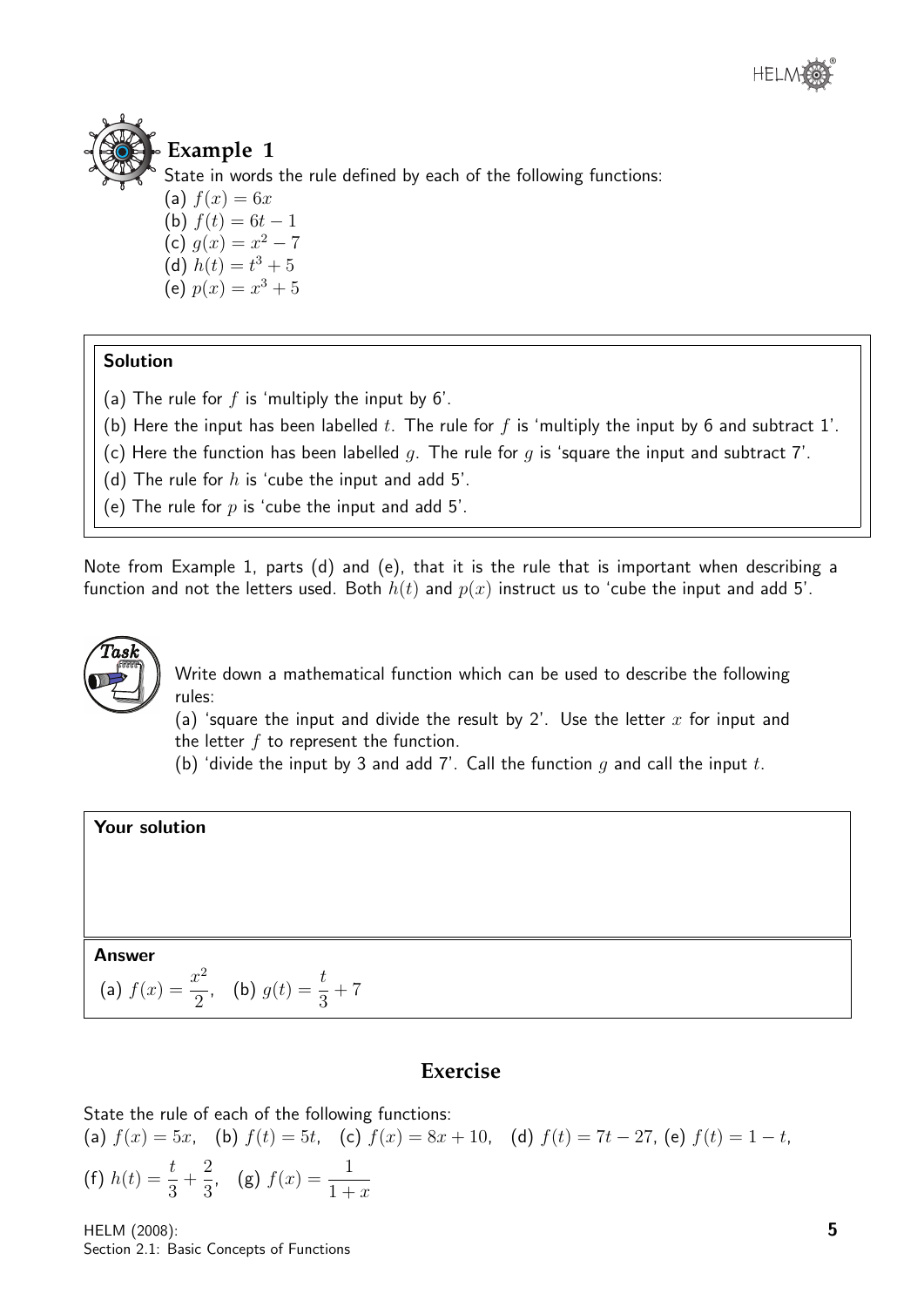## Example 1

State in words the rule defined by each of the following functions:

(a) $f(x) = 6x$
(b) $f(t) = 6t - 1$
(c) $g(x) = x^2 - 7$
(d) $h(t) = t^3 + 5$
(e) $p(x) = x^3 + 5$

**Solution**

(a) The rule for $f$ is 'multiply the input by 6'.

(b) Here the input has been labelled $t$. The rule for $f$ is 'multiply the input by 6 and subtract 1'.

(c) Here the function has been labelled $g$. The rule for $g$ is 'square the input and subtract 7'.

(d) The rule for $h$ is 'cube the input and add 5'.

(e) The rule for $p$ is 'cube the input and add 5'.

Note from Example 1, parts (d) and (e), that it is the rule that is important when describing a function and not the letters used. Both $h(t)$ and $p(x)$ instruct us to 'cube the input and add 5'.

**Task**

Write down a mathematical function which can be used to describe the following rules:

(a) 'square the input and divide the result by 2'. Use the letter $x$ for input and the letter $f$ to represent the function.

(b) 'divide the input by 3 and add 7'. Call the function $g$ and call the input $t$.

**Your solution**

**Answer**

(a) $f(x) = \dfrac{x^2}{2}$, (b) $g(t) = \dfrac{t}{3} + 7$

## Exercise

State the rule of each of the following functions:

(a) $f(x) = 5x$, (b) $f(t) = 5t$, (c) $f(x) = 8x + 10$, (d) $f(t) = 7t - 27$, (e) $f(t) = 1 - t$,

(f) $h(t) = \dfrac{t}{3} + \dfrac{2}{3}$, (g) $f(x) = \dfrac{1}{1 + x}$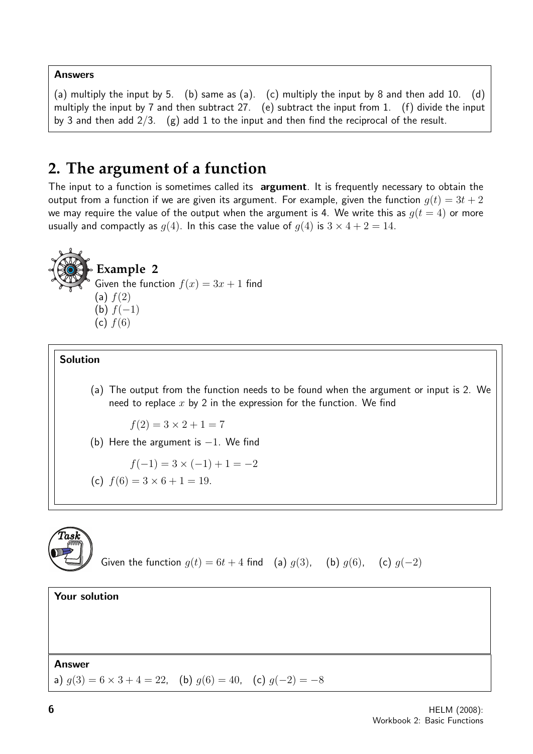**Answers**

(a) multiply the input by 5. (b) same as (a). (c) multiply the input by 8 and then add 10. (d) multiply the input by 7 and then subtract 27. (e) subtract the input from 1. (f) divide the input by 3 and then add 2/3. (g) add 1 to the input and then find the reciprocal of the result.

## 2. The argument of a function

The input to a function is sometimes called its **argument**. It is frequently necessary to obtain the output from a function if we are given its argument. For example, given the function $g(t) = 3t + 2$ we may require the value of the output when the argument is 4. We write this as $g(t = 4)$ or more usually and compactly as $g(4)$. In this case the value of $g(4)$ is $3 \times 4 + 2 = 14$.

### Example 2

Given the function $f(x) = 3x + 1$ find
(a) $f(2)$
(b) $f(-1)$
(c) $f(6)$

**Solution**

(a) The output from the function needs to be found when the argument or input is 2. We need to replace $x$ by 2 in the expression for the function. We find

$$f(2) = 3 \times 2 + 1 = 7$$

(b) Here the argument is $-1$. We find

$$f(-1) = 3 \times (-1) + 1 = -2$$

(c) $f(6) = 3 \times 6 + 1 = 19.$

**Task**

Given the function $g(t) = 6t + 4$ find (a) $g(3)$, (b) $g(6)$, (c) $g(-2)$

**Your solution**

**Answer**

a) $g(3) = 6 \times 3 + 4 = 22$, (b) $g(6) = 40$, (c) $g(-2) = -8$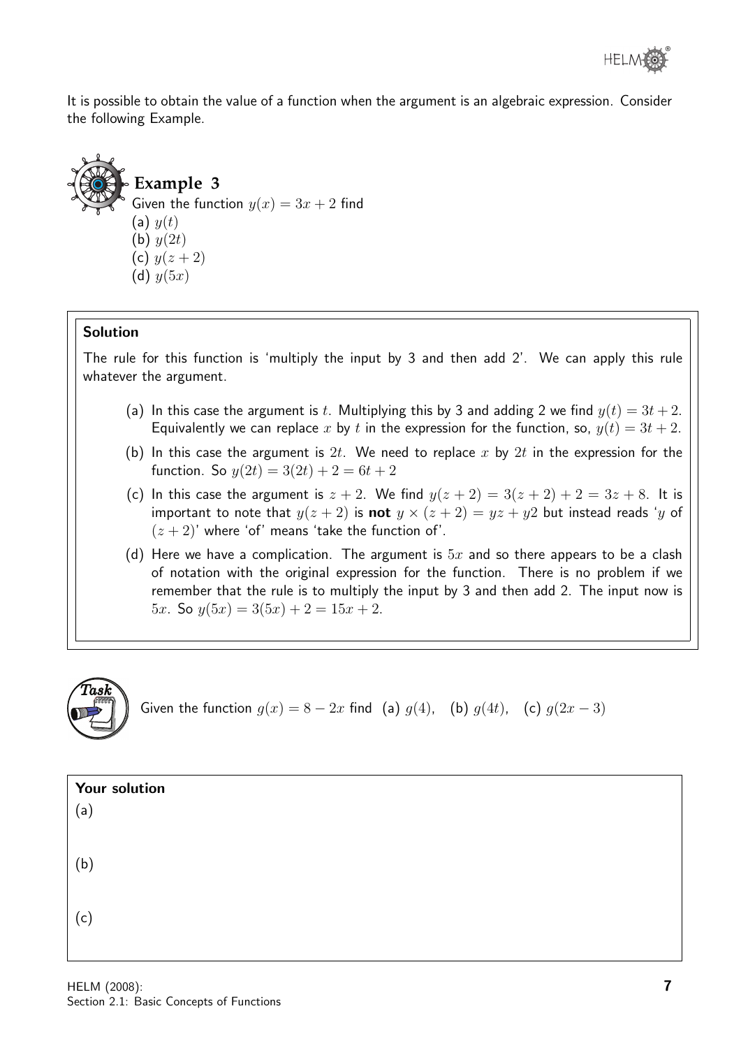It is possible to obtain the value of a function when the argument is an algebraic expression. Consider the following Example.

### Example 3

Given the function $y(x) = 3x + 2$ find
(a) $y(t)$
(b) $y(2t)$
(c) $y(z + 2)$
(d) $y(5x)$

#### Solution

The rule for this function is 'multiply the input by 3 and then add 2'. We can apply this rule whatever the argument.

(a) In this case the argument is $t$. Multiplying this by 3 and adding 2 we find $y(t) = 3t + 2$. Equivalently we can replace $x$ by $t$ in the expression for the function, so, $y(t) = 3t + 2$.

(b) In this case the argument is $2t$. We need to replace $x$ by $2t$ in the expression for the function. So $y(2t) = 3(2t) + 2 = 6t + 2$

(c) In this case the argument is $z + 2$. We find $y(z + 2) = 3(z + 2) + 2 = 3z + 8$. It is important to note that $y(z + 2)$ is **not** $y \times (z + 2) = yz + y2$ but instead reads '$y$ of $(z + 2)$' where 'of' means 'take the function of'.

(d) Here we have a complication. The argument is $5x$ and so there appears to be a clash of notation with the original expression for the function. There is no problem if we remember that the rule is to multiply the input by 3 and then add 2. The input now is $5x$. So $y(5x) = 3(5x) + 2 = 15x + 2$.

### Task

Given the function $g(x) = 8 - 2x$ find (a) $g(4)$, (b) $g(4t)$, (c) $g(2x - 3)$

#### Your solution

(a)

(b)

(c)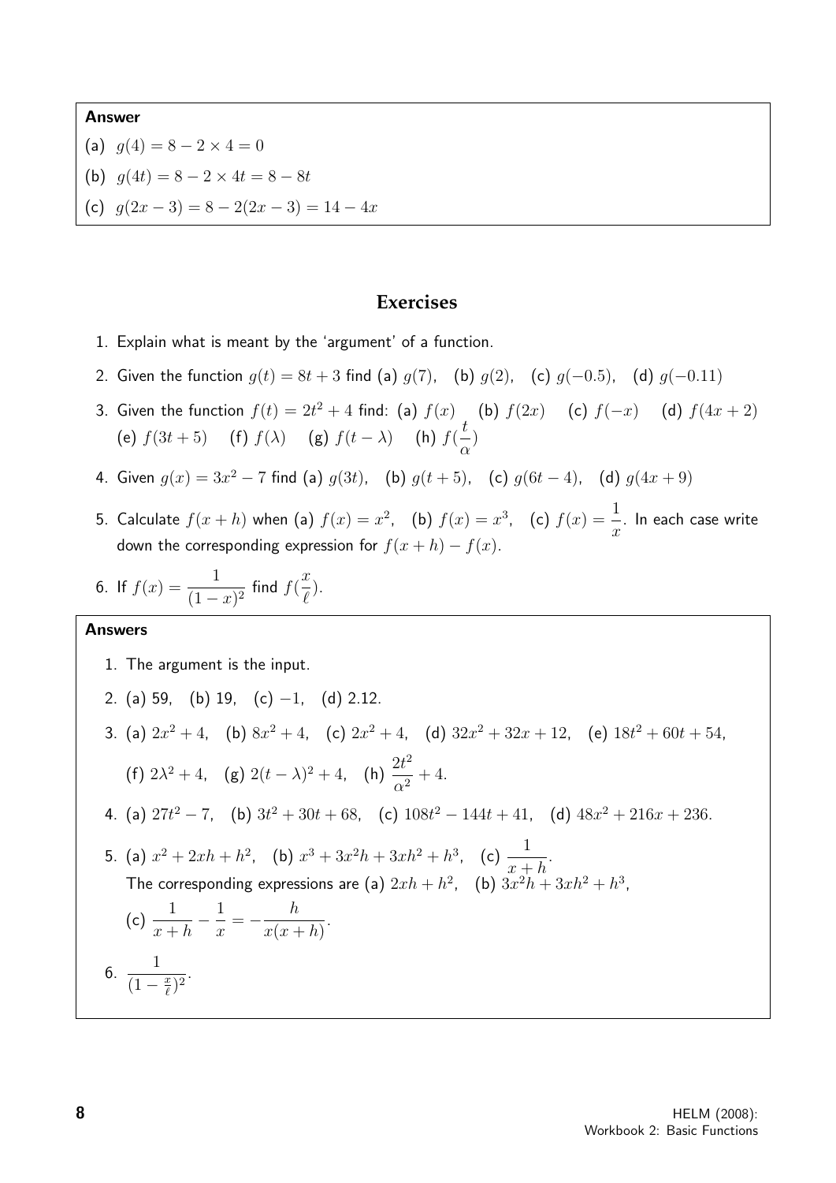**Answer**

(a) $g(4) = 8 - 2 \times 4 = 0$

(b) $g(4t) = 8 - 2 \times 4t = 8 - 8t$

(c) $g(2x - 3) = 8 - 2(2x - 3) = 14 - 4x$

## Exercises

1. Explain what is meant by the 'argument' of a function.

2. Given the function $g(t) = 8t + 3$ find (a) $g(7)$, (b) $g(2)$, (c) $g(-0.5)$, (d) $g(-0.11)$

3. Given the function $f(t) = 2t^2 + 4$ find: (a) $f(x)$ (b) $f(2x)$ (c) $f(-x)$ (d) $f(4x + 2)$ (e) $f(3t + 5)$ (f) $f(\lambda)$ (g) $f(t - \lambda)$ (h) $f(\dfrac{t}{\alpha})$

4. Given $g(x) = 3x^2 - 7$ find (a) $g(3t)$, (b) $g(t + 5)$, (c) $g(6t - 4)$, (d) $g(4x + 9)$

5. Calculate $f(x + h)$ when (a) $f(x) = x^2$, (b) $f(x) = x^3$, (c) $f(x) = \dfrac{1}{x}$. In each case write down the corresponding expression for $f(x + h) - f(x)$.

6. If $f(x) = \dfrac{1}{(1 - x)^2}$ find $f(\dfrac{x}{\ell})$.

**Answers**

1. The argument is the input.

2. (a) 59, (b) 19, (c) $-1$, (d) 2.12.

3. (a) $2x^2 + 4$, (b) $8x^2 + 4$, (c) $2x^2 + 4$, (d) $32x^2 + 32x + 12$, (e) $18t^2 + 60t + 54$, (f) $2\lambda^2 + 4$, (g) $2(t - \lambda)^2 + 4$, (h) $\dfrac{2t^2}{\alpha^2} + 4$.

4. (a) $27t^2 - 7$, (b) $3t^2 + 30t + 68$, (c) $108t^2 - 144t + 41$, (d) $48x^2 + 216x + 236$.

5. (a) $x^2 + 2xh + h^2$, (b) $x^3 + 3x^2h + 3xh^2 + h^3$, (c) $\dfrac{1}{x + h}$.
   The corresponding expressions are (a) $2xh + h^2$, (b) $3x^2h + 3xh^2 + h^3$,
   (c) $\dfrac{1}{x + h} - \dfrac{1}{x} = -\dfrac{h}{x(x + h)}$.

6. $\dfrac{1}{(1 - \frac{x}{\ell})^2}$.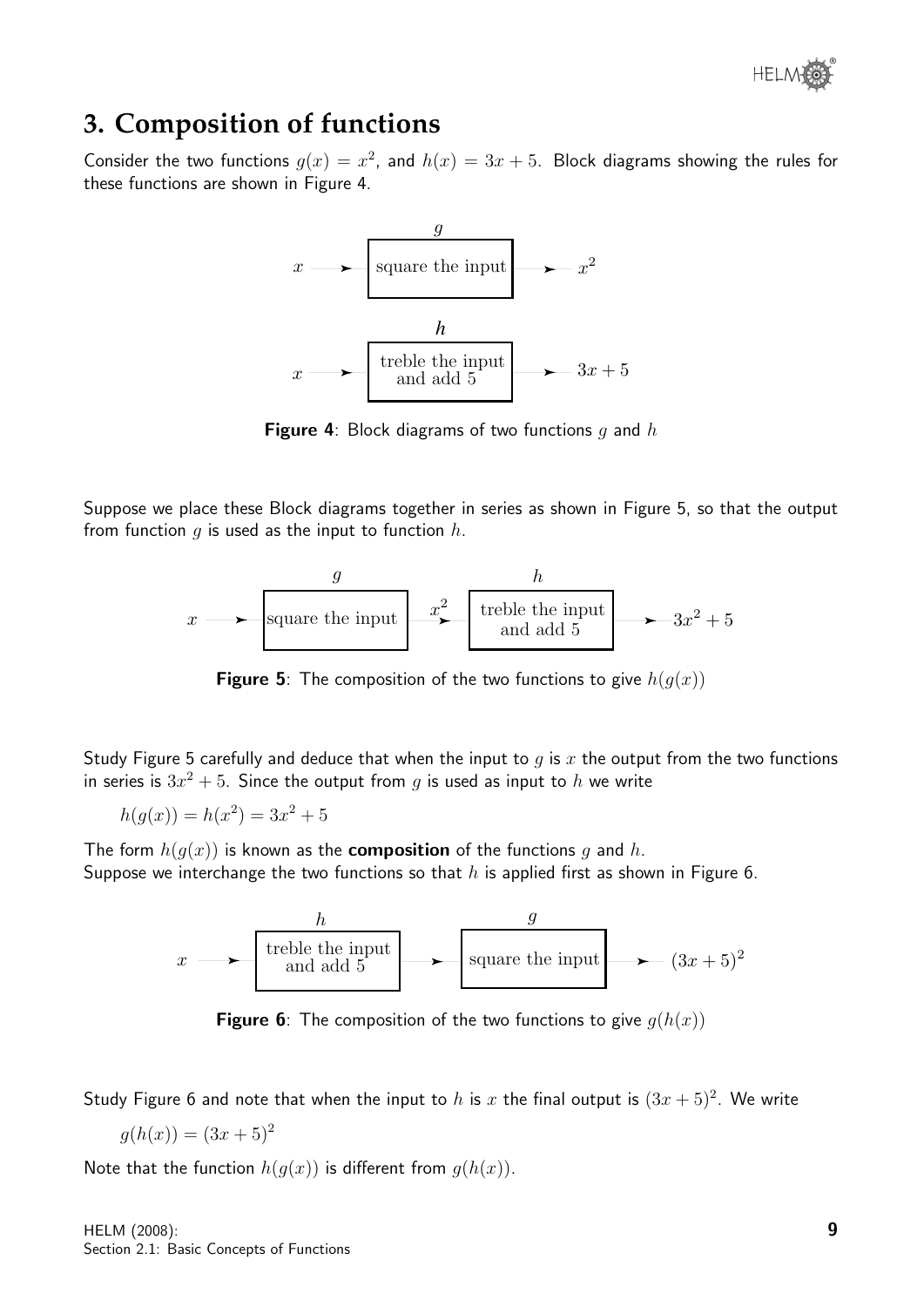## 3. Composition of functions

Consider the two functions $g(x) = x^2$, and $h(x) = 3x + 5$. Block diagrams showing the rules for these functions are shown in Figure 4.

**Figure 4**: Block diagrams of two functions $g$ and $h$

Suppose we place these Block diagrams together in series as shown in Figure 5, so that the output from function $g$ is used as the input to function $h$.

**Figure 5**: The composition of the two functions to give $h(g(x))$

Study Figure 5 carefully and deduce that when the input to $g$ is $x$ the output from the two functions in series is $3x^2 + 5$. Since the output from $g$ is used as input to $h$ we write

$$h(g(x)) = h(x^2) = 3x^2 + 5$$

The form $h(g(x))$ is known as the **composition** of the functions $g$ and $h$.
Suppose we interchange the two functions so that $h$ is applied first as shown in Figure 6.

**Figure 6**: The composition of the two functions to give $g(h(x))$

Study Figure 6 and note that when the input to $h$ is $x$ the final output is $(3x + 5)^2$. We write

$$g(h(x)) = (3x + 5)^2$$

Note that the function $h(g(x))$ is different from $g(h(x))$.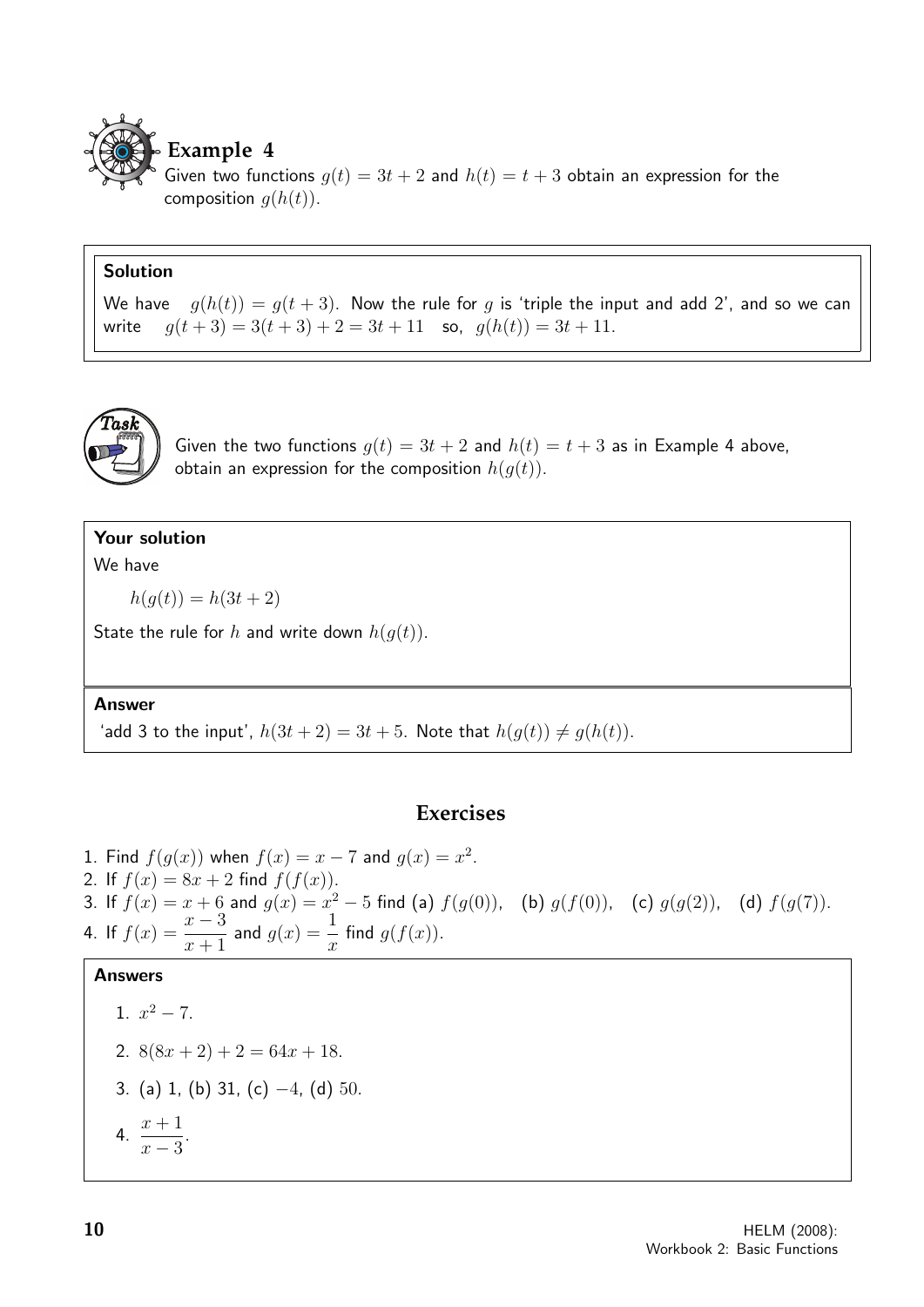### Example 4

Given two functions $g(t) = 3t + 2$ and $h(t) = t + 3$ obtain an expression for the composition $g(h(t))$.

**Solution**

We have $g(h(t)) = g(t + 3)$. Now the rule for $g$ is 'triple the input and add 2', and so we can write $g(t + 3) = 3(t + 3) + 2 = 3t + 11$ so, $g(h(t)) = 3t + 11$.

**Task**

Given the two functions $g(t) = 3t + 2$ and $h(t) = t + 3$ as in Example 4 above, obtain an expression for the composition $h(g(t))$.

**Your solution**

We have

$$h(g(t)) = h(3t + 2)$$

State the rule for $h$ and write down $h(g(t))$.

**Answer**

'add 3 to the input', $h(3t + 2) = 3t + 5$. Note that $h(g(t)) \neq g(h(t))$.

## Exercises

1. Find $f(g(x))$ when $f(x) = x - 7$ and $g(x) = x^2$.
2. If $f(x) = 8x + 2$ find $f(f(x))$.
3. If $f(x) = x + 6$ and $g(x) = x^2 - 5$ find (a) $f(g(0))$, (b) $g(f(0))$, (c) $g(g(2))$, (d) $f(g(7))$.
4. If $f(x) = \dfrac{x - 3}{x + 1}$ and $g(x) = \dfrac{1}{x}$ find $g(f(x))$.

**Answers**

1. $x^2 - 7$.
2. $8(8x + 2) + 2 = 64x + 18$.
3. (a) 1, (b) 31, (c) $-4$, (d) $50$.
4. $\dfrac{x + 1}{x - 3}$.